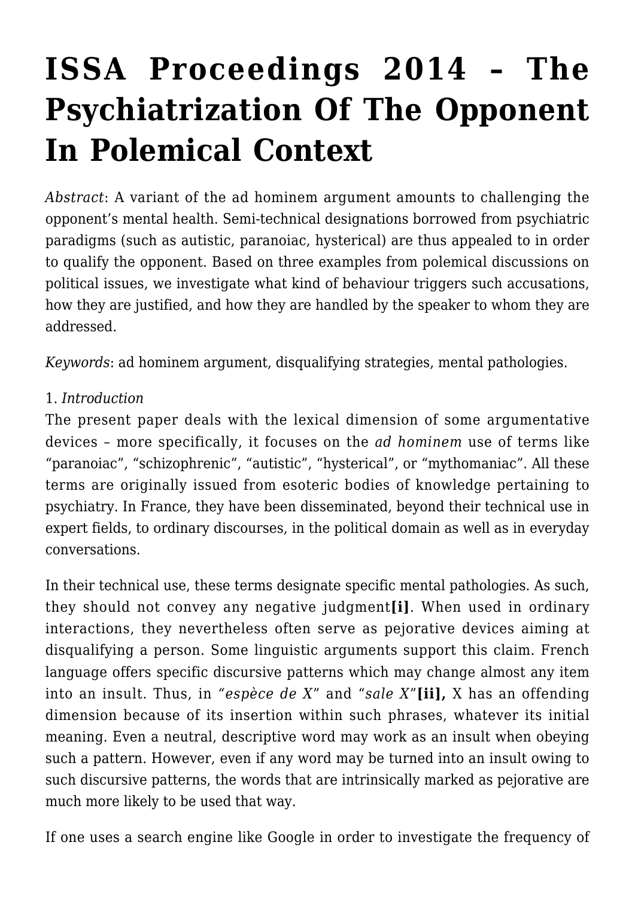# ISSA Proceedings 2014 – The Psychiatrization Of The Opponent In Polemical Context

*Abstract*: A variant of the ad hominem argument amounts to challenging the opponent's mental health. Semi-technical designations borrowed from psychiatric paradigms (such as autistic, paranoiac, hysterical) are thus appealed to in order to qualify the opponent. Based on three examples from polemical discussions on political issues, we investigate what kind of behaviour triggers such accusations, how they are justified, and how they are handled by the speaker to whom they are addressed.

*Keywords*: ad hominem argument, disqualifying strategies, mental pathologies.

1. *Introduction*

The present paper deals with the lexical dimension of some argumentative devices – more specifically, it focuses on the *ad hominem* use of terms like "paranoiac", "schizophrenic", "autistic", "hysterical", or "mythomaniac". All these terms are originally issued from esoteric bodies of knowledge pertaining to psychiatry. In France, they have been disseminated, beyond their technical use in expert fields, to ordinary discourses, in the political domain as well as in everyday conversations.

In their technical use, these terms designate specific mental pathologies. As such, they should not convey any negative judgment**[i]**. When used in ordinary interactions, they nevertheless often serve as pejorative devices aiming at disqualifying a person. Some linguistic arguments support this claim. French language offers specific discursive patterns which may change almost any item into an insult. Thus, in *"espèce de X"* and "*sale X*"**[ii],** X has an offending dimension because of its insertion within such phrases, whatever its initial meaning. Even a neutral, descriptive word may work as an insult when obeying such a pattern. However, even if any word may be turned into an insult owing to such discursive patterns, the words that are intrinsically marked as pejorative are much more likely to be used that way.

If one uses a search engine like Google in order to investigate the frequency of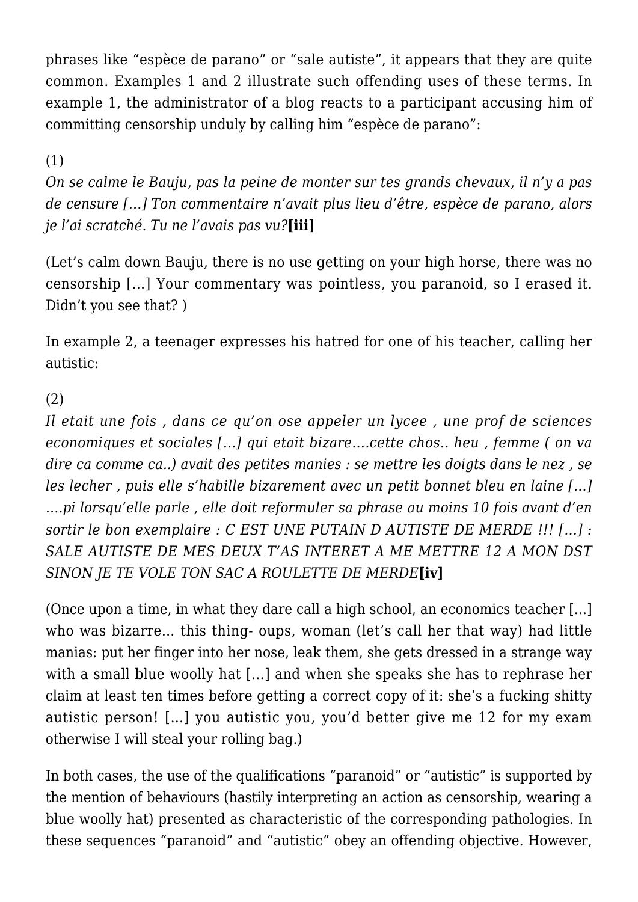phrases like "espèce de parano" or "sale autiste", it appears that they are quite common. Examples 1 and 2 illustrate such offending uses of these terms. In example 1, the administrator of a blog reacts to a participant accusing him of committing censorship unduly by calling him "espèce de parano":

(1)

*On se calme le Bauju, pas la peine de monter sur tes grands chevaux, il n'y a pas de censure […] Ton commentaire n'avait plus lieu d'être, espèce de parano, alors je l'ai scratché. Tu ne l'avais pas vu?***[iii]**

(Let's calm down Bauju, there is no use getting on your high horse, there was no censorship […] Your commentary was pointless, you paranoid, so I erased it. Didn't you see that? )

In example 2, a teenager expresses his hatred for one of his teacher, calling her autistic:

(2)

*Il etait une fois , dans ce qu'on ose appeler un lycee , une prof de sciences economiques et sociales […] qui etait bizare….cette chos.. heu , femme ( on va dire ca comme ca..) avait des petites manies : se mettre les doigts dans le nez , se les lecher , puis elle s'habille bizarement avec un petit bonnet bleu en laine […] ….pi lorsqu'elle parle , elle doit reformuler sa phrase au moins 10 fois avant d'en sortir le bon exemplaire : C EST UNE PUTAIN D AUTISTE DE MERDE !!! […] : SALE AUTISTE DE MES DEUX T'AS INTERET A ME METTRE 12 A MON DST SINON JE TE VOLE TON SAC A ROULETTE DE MERDE***[iv]**

(Once upon a time, in what they dare call a high school, an economics teacher […] who was bizarre… this thing- oups, woman (let's call her that way) had little manias: put her finger into her nose, leak them, she gets dressed in a strange way with a small blue woolly hat […] and when she speaks she has to rephrase her claim at least ten times before getting a correct copy of it: she's a fucking shitty autistic person! […] you autistic you, you'd better give me 12 for my exam otherwise I will steal your rolling bag.)

In both cases, the use of the qualifications "paranoid" or "autistic" is supported by the mention of behaviours (hastily interpreting an action as censorship, wearing a blue woolly hat) presented as characteristic of the corresponding pathologies. In these sequences "paranoid" and "autistic" obey an offending objective. However,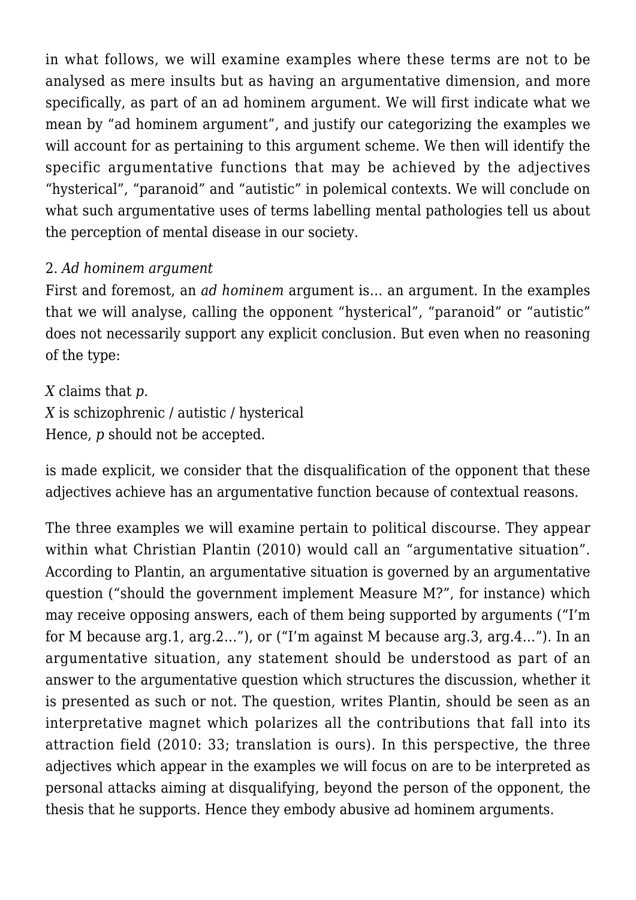in what follows, we will examine examples where these terms are not to be analysed as mere insults but as having an argumentative dimension, and more specifically, as part of an ad hominem argument. We will first indicate what we mean by "ad hominem argument", and justify our categorizing the examples we will account for as pertaining to this argument scheme. We then will identify the specific argumentative functions that may be achieved by the adjectives "hysterical", "paranoid" and "autistic" in polemical contexts. We will conclude on what such argumentative uses of terms labelling mental pathologies tell us about the perception of mental disease in our society.

## 2. *Ad hominem argument*

First and foremost, an *ad hominem* argument is… an argument. In the examples that we will analyse, calling the opponent "hysterical", "paranoid" or "autistic" does not necessarily support any explicit conclusion. But even when no reasoning of the type:

*X* claims that *p*.
*X* is schizophrenic / autistic / hysterical
Hence, *p* should not be accepted.

is made explicit, we consider that the disqualification of the opponent that these adjectives achieve has an argumentative function because of contextual reasons.

The three examples we will examine pertain to political discourse. They appear within what Christian Plantin (2010) would call an "argumentative situation". According to Plantin, an argumentative situation is governed by an argumentative question ("should the government implement Measure M?", for instance) which may receive opposing answers, each of them being supported by arguments ("I'm for M because arg.1, arg.2…"), or ("I'm against M because arg.3, arg.4…"). In an argumentative situation, any statement should be understood as part of an answer to the argumentative question which structures the discussion, whether it is presented as such or not. The question, writes Plantin, should be seen as an interpretative magnet which polarizes all the contributions that fall into its attraction field (2010: 33; translation is ours). In this perspective, the three adjectives which appear in the examples we will focus on are to be interpreted as personal attacks aiming at disqualifying, beyond the person of the opponent, the thesis that he supports. Hence they embody abusive ad hominem arguments.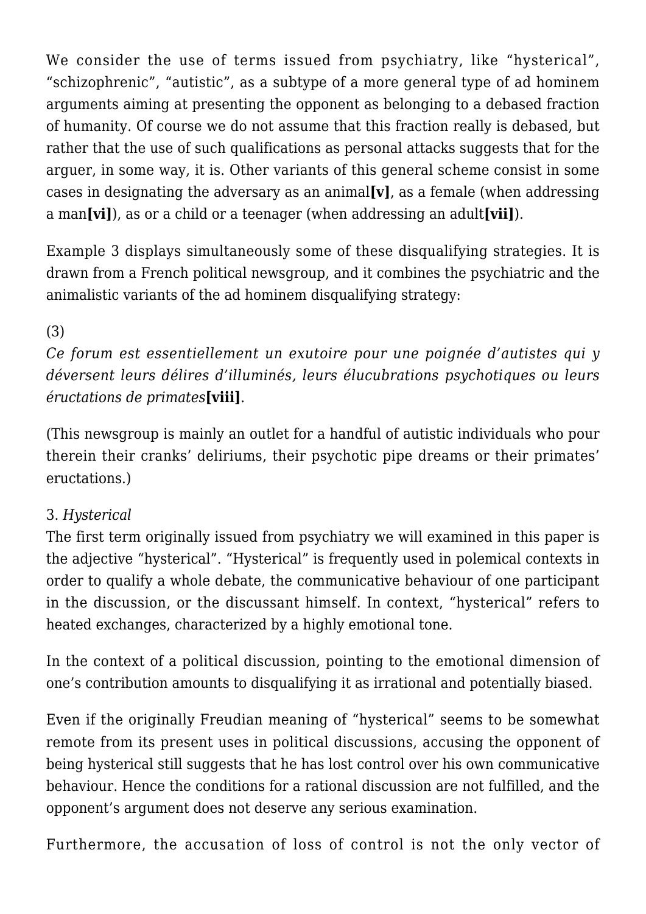We consider the use of terms issued from psychiatry, like "hysterical", "schizophrenic", "autistic", as a subtype of a more general type of ad hominem arguments aiming at presenting the opponent as belonging to a debased fraction of humanity. Of course we do not assume that this fraction really is debased, but rather that the use of such qualifications as personal attacks suggests that for the arguer, in some way, it is. Other variants of this general scheme consist in some cases in designating the adversary as an animal**[v]**, as a female (when addressing a man**[vi]**), as or a child or a teenager (when addressing an adult**[vii]**).

Example 3 displays simultaneously some of these disqualifying strategies. It is drawn from a French political newsgroup, and it combines the psychiatric and the animalistic variants of the ad hominem disqualifying strategy:

(3)
*Ce forum est essentiellement un exutoire pour une poignée d'autistes qui y déversent leurs délires d'illuminés, leurs élucubrations psychotiques ou leurs éructations de primates***[viii]**.

(This newsgroup is mainly an outlet for a handful of autistic individuals who pour therein their cranks' deliriums, their psychotic pipe dreams or their primates' eructations.)

### 3. *Hysterical*

The first term originally issued from psychiatry we will examined in this paper is the adjective "hysterical". "Hysterical" is frequently used in polemical contexts in order to qualify a whole debate, the communicative behaviour of one participant in the discussion, or the discussant himself. In context, "hysterical" refers to heated exchanges, characterized by a highly emotional tone.

In the context of a political discussion, pointing to the emotional dimension of one's contribution amounts to disqualifying it as irrational and potentially biased.

Even if the originally Freudian meaning of "hysterical" seems to be somewhat remote from its present uses in political discussions, accusing the opponent of being hysterical still suggests that he has lost control over his own communicative behaviour. Hence the conditions for a rational discussion are not fulfilled, and the opponent's argument does not deserve any serious examination.

Furthermore, the accusation of loss of control is not the only vector of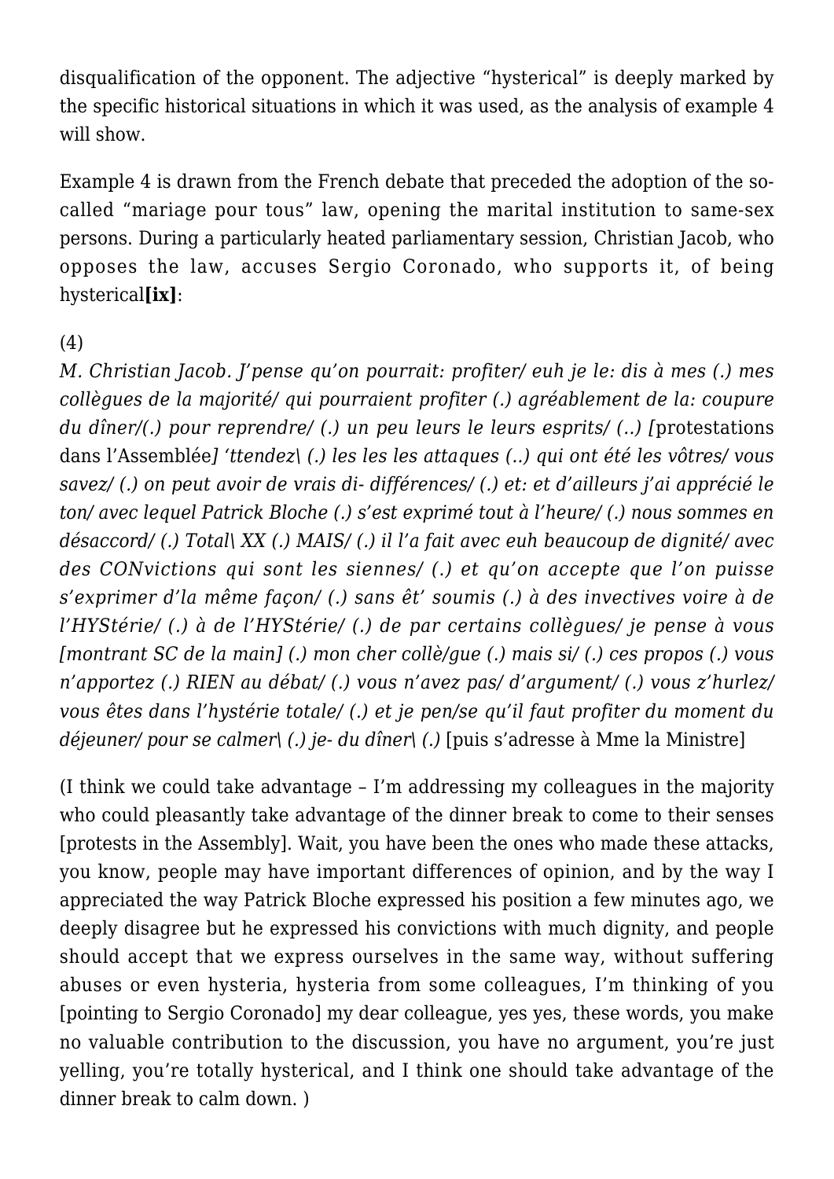disqualification of the opponent. The adjective "hysterical" is deeply marked by the specific historical situations in which it was used, as the analysis of example 4 will show.

Example 4 is drawn from the French debate that preceded the adoption of the so-called "mariage pour tous" law, opening the marital institution to same-sex persons. During a particularly heated parliamentary session, Christian Jacob, who opposes the law, accuses Sergio Coronado, who supports it, of being hysterical**[ix]**:

(4)
*M. Christian Jacob. J'pense qu'on pourrait: profiter/ euh je le: dis à mes (.) mes collègues de la majorité/ qui pourraient profiter (.) agréablement de la: coupure du dîner/(.) pour reprendre/ (.) un peu leurs le leurs esprits/ (..) [*protestations dans l'Assemblée*] 'ttendez\ (.) les les les attaques (..) qui ont été les vôtres/ vous savez/ (.) on peut avoir de vrais di- différences/ (.) et: et d'ailleurs j'ai apprécié le ton/ avec lequel Patrick Bloche (.) s'est exprimé tout à l'heure/ (.) nous sommes en désaccord/ (.) Total\ XX (.) MAIS/ (.) il l'a fait avec euh beaucoup de dignité/ avec des CONvictions qui sont les siennes/ (.) et qu'on accepte que l'on puisse s'exprimer d'la même façon/ (.) sans êt' soumis (.) à des invectives voire à de l'HYStérie/ (.) à de l'HYStérie/ (.) de par certains collègues/ je pense à vous [montrant SC de la main] (.) mon cher collè/gue (.) mais si/ (.) ces propos (.) vous n'apportez (.) RIEN au débat/ (.) vous n'avez pas/ d'argument/ (.) vous z'hurlez/ vous êtes dans l'hystérie totale/ (.) et je pen/se qu'il faut profiter du moment du déjeuner/ pour se calmer\ (.) je- du dîner\ (.)* [puis s'adresse à Mme la Ministre]

(I think we could take advantage – I'm addressing my colleagues in the majority who could pleasantly take advantage of the dinner break to come to their senses [protests in the Assembly]. Wait, you have been the ones who made these attacks, you know, people may have important differences of opinion, and by the way I appreciated the way Patrick Bloche expressed his position a few minutes ago, we deeply disagree but he expressed his convictions with much dignity, and people should accept that we express ourselves in the same way, without suffering abuses or even hysteria, hysteria from some colleagues, I'm thinking of you [pointing to Sergio Coronado] my dear colleague, yes yes, these words, you make no valuable contribution to the discussion, you have no argument, you're just yelling, you're totally hysterical, and I think one should take advantage of the dinner break to calm down. )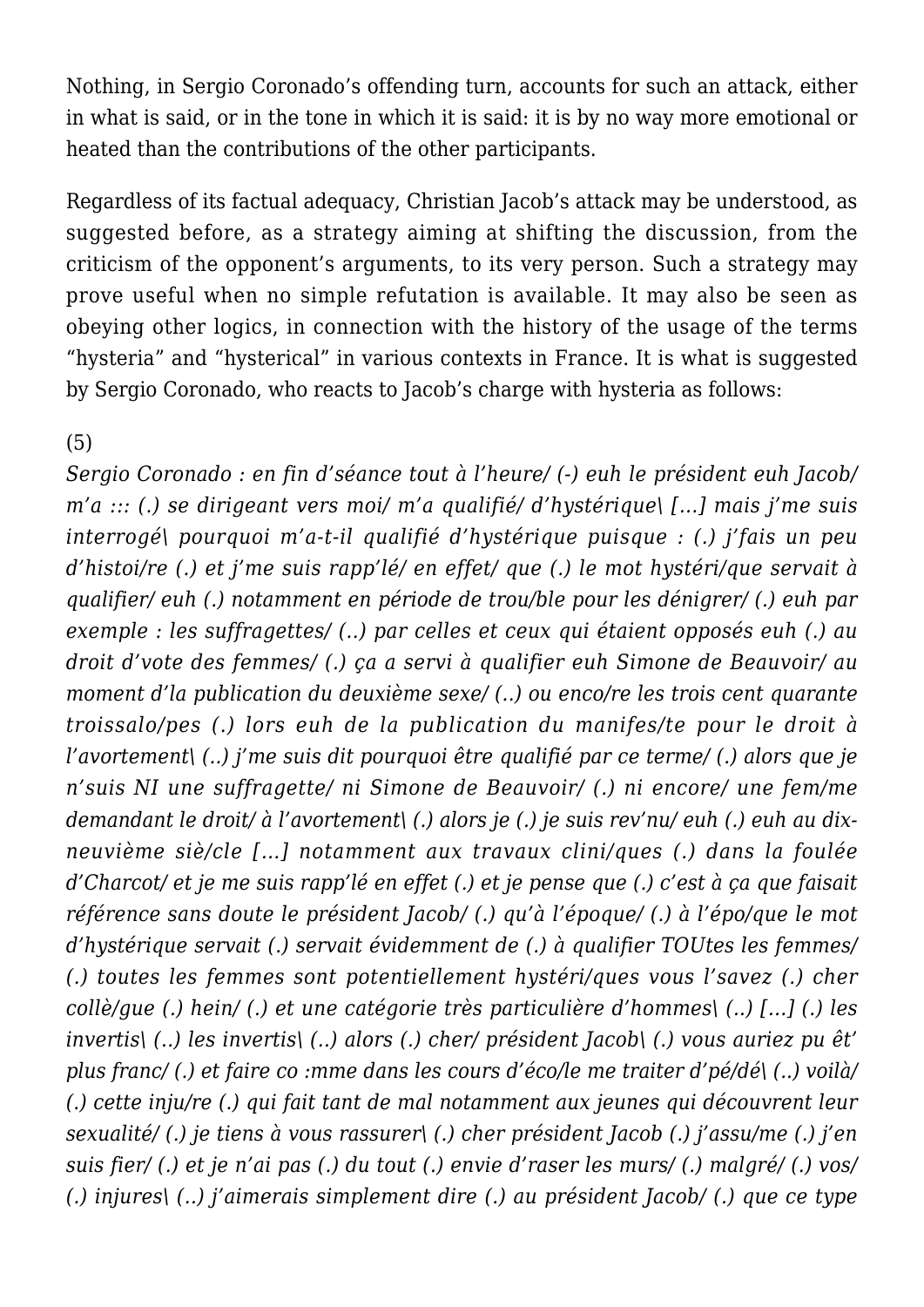Nothing, in Sergio Coronado's offending turn, accounts for such an attack, either in what is said, or in the tone in which it is said: it is by no way more emotional or heated than the contributions of the other participants.

Regardless of its factual adequacy, Christian Jacob's attack may be understood, as suggested before, as a strategy aiming at shifting the discussion, from the criticism of the opponent's arguments, to its very person. Such a strategy may prove useful when no simple refutation is available. It may also be seen as obeying other logics, in connection with the history of the usage of the terms "hysteria" and "hysterical" in various contexts in France. It is what is suggested by Sergio Coronado, who reacts to Jacob's charge with hysteria as follows:

(5)

*Sergio Coronado : en fin d'séance tout à l'heure/ (-) euh le président euh Jacob/ m'a ::: (.) se dirigeant vers moi/ m'a qualifié/ d'hystérique\ […] mais j'me suis interrogé\ pourquoi m'a-t-il qualifié d'hystérique puisque : (.) j'fais un peu d'histoi/re (.) et j'me suis rapp'lé/ en effet/ que (.) le mot hystéri/que servait à qualifier/ euh (.) notamment en période de trou/ble pour les dénigrer/ (.) euh par exemple : les suffragettes/ (..) par celles et ceux qui étaient opposés euh (.) au droit d'vote des femmes/ (.) ça a servi à qualifier euh Simone de Beauvoir/ au moment d'la publication du deuxième sexe/ (..) ou enco/re les trois cent quarante troissalo/pes (.) lors euh de la publication du manifes/te pour le droit à l'avortement\ (..) j'me suis dit pourquoi être qualifié par ce terme/ (.) alors que je n'suis NI une suffragette/ ni Simone de Beauvoir/ (.) ni encore/ une fem/me demandant le droit/ à l'avortement\ (.) alors je (.) je suis rev'nu/ euh (.) euh au dix-neuvième siè/cle […] notamment aux travaux clini/ques (.) dans la foulée d'Charcot/ et je me suis rapp'lé en effet (.) et je pense que (.) c'est à ça que faisait référence sans doute le président Jacob/ (.) qu'à l'époque/ (.) à l'épo/que le mot d'hystérique servait (.) servait évidemment de (.) à qualifier TOUtes les femmes/ (.) toutes les femmes sont potentiellement hystéri/ques vous l'savez (.) cher collè/gue (.) hein/ (.) et une catégorie très particulière d'hommes\ (..) […] (.) les invertis\ (..) les invertis\ (..) alors (.) cher/ président Jacob\ (.) vous auriez pu êt' plus franc/ (.) et faire co :mme dans les cours d'éco/le me traiter d'pé/dé\ (..) voilà/ (.) cette inju/re (.) qui fait tant de mal notamment aux jeunes qui découvrent leur sexualité/ (.) je tiens à vous rassurer\ (.) cher président Jacob (.) j'assu/me (.) j'en suis fier/ (.) et je n'ai pas (.) du tout (.) envie d'raser les murs/ (.) malgré/ (.) vos/ (.) injures\ (..) j'aimerais simplement dire (.) au président Jacob/ (.) que ce type*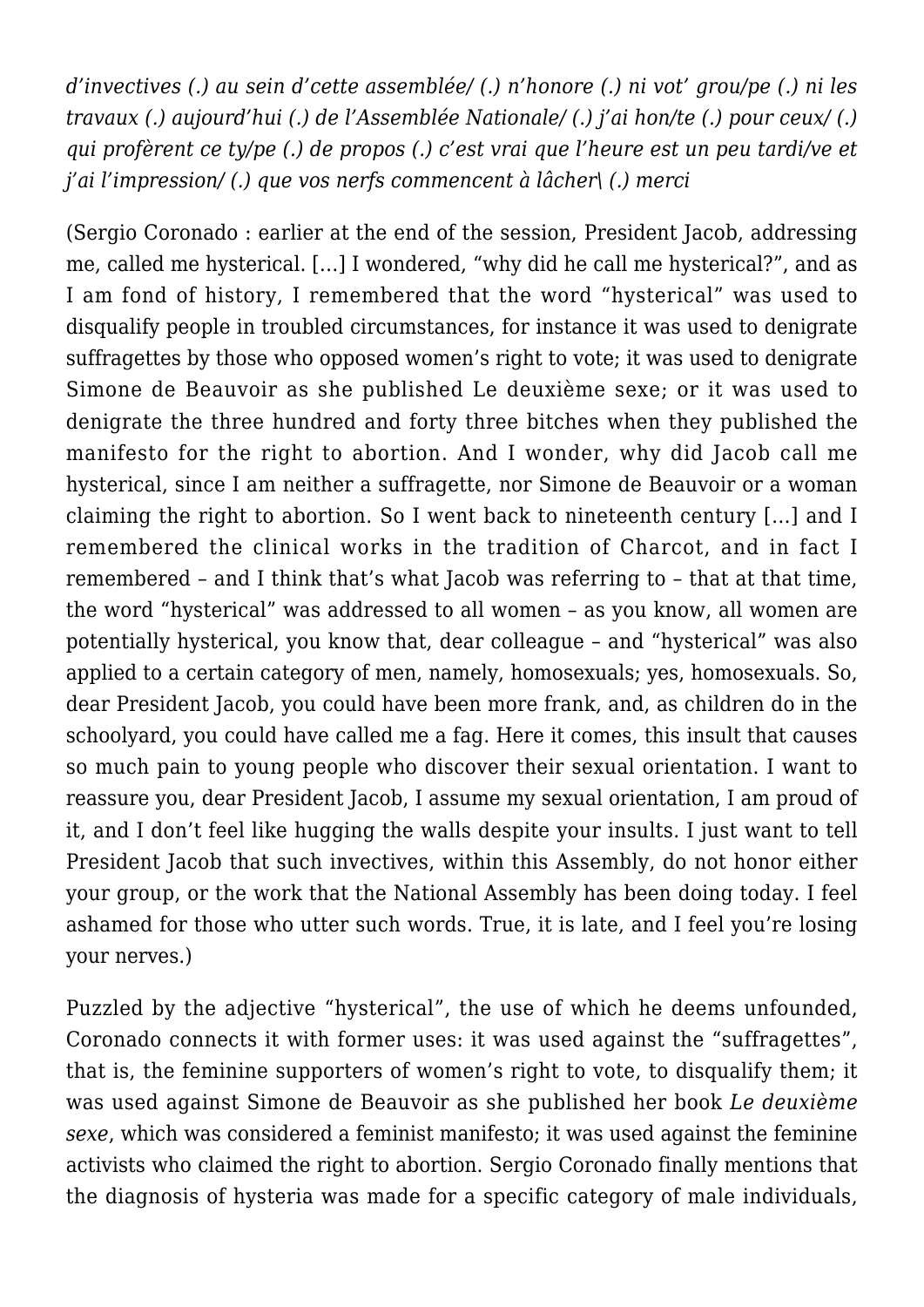*d'invectives (.) au sein d'cette assemblée/ (.) n'honore (.) ni vot' grou/pe (.) ni les travaux (.) aujourd'hui (.) de l'Assemblée Nationale/ (.) j'ai hon/te (.) pour ceux/ (.) qui profèrent ce ty/pe (.) de propos (.) c'est vrai que l'heure est un peu tardi/ve et j'ai l'impression/ (.) que vos nerfs commencent à lâcher\ (.) merci*

(Sergio Coronado : earlier at the end of the session, President Jacob, addressing me, called me hysterical. […] I wondered, "why did he call me hysterical?", and as I am fond of history, I remembered that the word "hysterical" was used to disqualify people in troubled circumstances, for instance it was used to denigrate suffragettes by those who opposed women's right to vote; it was used to denigrate Simone de Beauvoir as she published Le deuxième sexe; or it was used to denigrate the three hundred and forty three bitches when they published the manifesto for the right to abortion. And I wonder, why did Jacob call me hysterical, since I am neither a suffragette, nor Simone de Beauvoir or a woman claiming the right to abortion. So I went back to nineteenth century […] and I remembered the clinical works in the tradition of Charcot, and in fact I remembered – and I think that's what Jacob was referring to – that at that time, the word "hysterical" was addressed to all women – as you know, all women are potentially hysterical, you know that, dear colleague – and "hysterical" was also applied to a certain category of men, namely, homosexuals; yes, homosexuals. So, dear President Jacob, you could have been more frank, and, as children do in the schoolyard, you could have called me a fag. Here it comes, this insult that causes so much pain to young people who discover their sexual orientation. I want to reassure you, dear President Jacob, I assume my sexual orientation, I am proud of it, and I don't feel like hugging the walls despite your insults. I just want to tell President Jacob that such invectives, within this Assembly, do not honor either your group, or the work that the National Assembly has been doing today. I feel ashamed for those who utter such words. True, it is late, and I feel you're losing your nerves.)

Puzzled by the adjective "hysterical", the use of which he deems unfounded, Coronado connects it with former uses: it was used against the "suffragettes", that is, the feminine supporters of women's right to vote, to disqualify them; it was used against Simone de Beauvoir as she published her book *Le deuxième sexe*, which was considered a feminist manifesto; it was used against the feminine activists who claimed the right to abortion. Sergio Coronado finally mentions that the diagnosis of hysteria was made for a specific category of male individuals,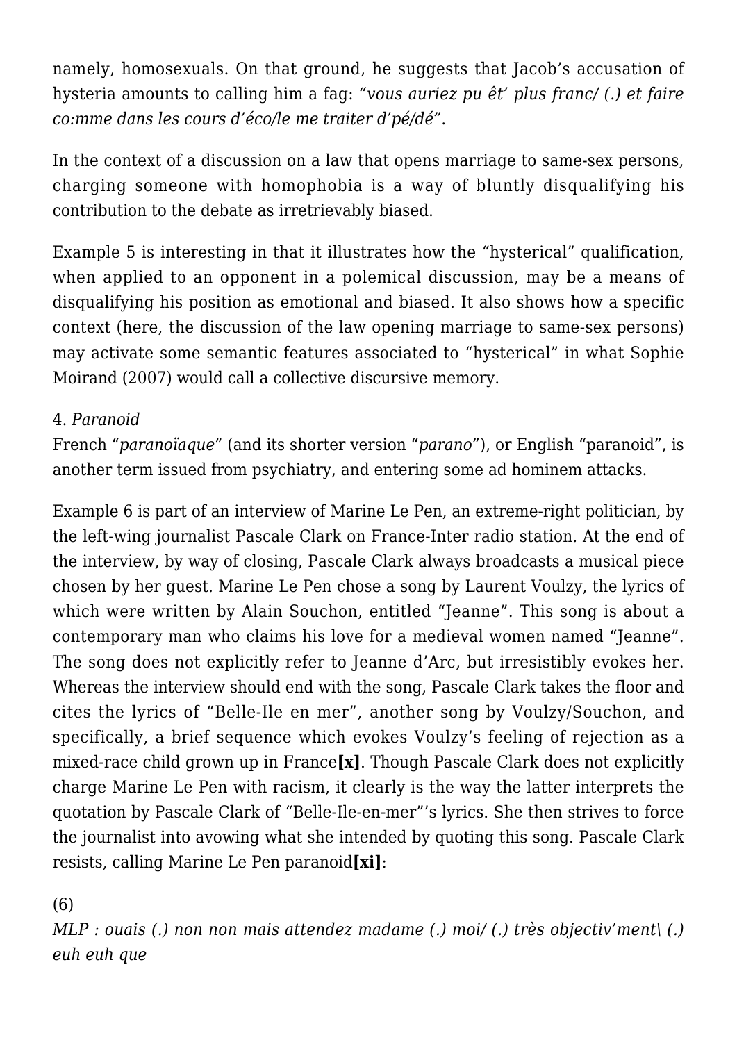namely, homosexuals. On that ground, he suggests that Jacob's accusation of hysteria amounts to calling him a fag: *"vous auriez pu êt' plus franc/ (.) et faire co:mme dans les cours d'éco/le me traiter d'pé/dé"*.

In the context of a discussion on a law that opens marriage to same-sex persons, charging someone with homophobia is a way of bluntly disqualifying his contribution to the debate as irretrievably biased.

Example 5 is interesting in that it illustrates how the "hysterical" qualification, when applied to an opponent in a polemical discussion, may be a means of disqualifying his position as emotional and biased. It also shows how a specific context (here, the discussion of the law opening marriage to same-sex persons) may activate some semantic features associated to "hysterical" in what Sophie Moirand (2007) would call a collective discursive memory.

4. *Paranoid*

French "*paranoïaque*" (and its shorter version "*parano*"), or English "paranoid", is another term issued from psychiatry, and entering some ad hominem attacks.

Example 6 is part of an interview of Marine Le Pen, an extreme-right politician, by the left-wing journalist Pascale Clark on France-Inter radio station. At the end of the interview, by way of closing, Pascale Clark always broadcasts a musical piece chosen by her guest. Marine Le Pen chose a song by Laurent Voulzy, the lyrics of which were written by Alain Souchon, entitled "Jeanne". This song is about a contemporary man who claims his love for a medieval women named "Jeanne". The song does not explicitly refer to Jeanne d'Arc, but irresistibly evokes her. Whereas the interview should end with the song, Pascale Clark takes the floor and cites the lyrics of "Belle-Ile en mer", another song by Voulzy/Souchon, and specifically, a brief sequence which evokes Voulzy's feeling of rejection as a mixed-race child grown up in France**[x]**. Though Pascale Clark does not explicitly charge Marine Le Pen with racism, it clearly is the way the latter interprets the quotation by Pascale Clark of "Belle-Ile-en-mer"'s lyrics. She then strives to force the journalist into avowing what she intended by quoting this song. Pascale Clark resists, calling Marine Le Pen paranoid**[xi]**:

(6)

*MLP : ouais (.) non non mais attendez madame (.) moi/ (.) très objectiv'ment\ (.) euh euh que*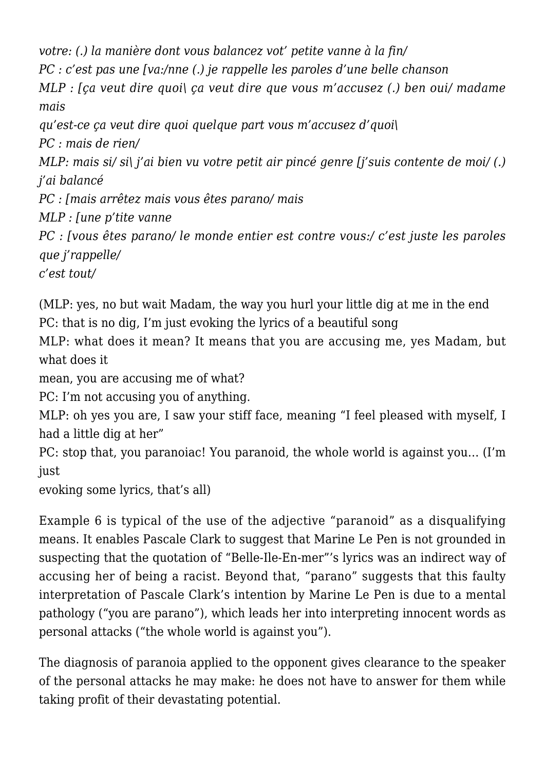*votre: (.) la manière dont vous balancez vot' petite vanne à la fin/*
*PC : c'est pas une [va:/nne (.) je rappelle les paroles d'une belle chanson*
*MLP : [ça veut dire quoi\ ça veut dire que vous m'accusez (.) ben oui/ madame mais*
*qu'est-ce ça veut dire quoi quelque part vous m'accusez d'quoi\*
*PC : mais de rien/*
*MLP: mais si/ si\ j'ai bien vu votre petit air pincé genre [j'suis contente de moi/ (.) j'ai balancé*
*PC : [mais arrêtez mais vous êtes parano/ mais*
*MLP : [une p'tite vanne*
*PC : [vous êtes parano/ le monde entier est contre vous:/ c'est juste les paroles que j'rappelle/*
*c'est tout/*

(MLP: yes, no but wait Madam, the way you hurl your little dig at me in the end
PC: that is no dig, I'm just evoking the lyrics of a beautiful song
MLP: what does it mean? It means that you are accusing me, yes Madam, but what does it
mean, you are accusing me of what?
PC: I'm not accusing you of anything.
MLP: oh yes you are, I saw your stiff face, meaning "I feel pleased with myself, I had a little dig at her"
PC: stop that, you paranoiac! You paranoid, the whole world is against you… (I'm just
evoking some lyrics, that's all)

Example 6 is typical of the use of the adjective "paranoid" as a disqualifying means. It enables Pascale Clark to suggest that Marine Le Pen is not grounded in suspecting that the quotation of "Belle-Ile-En-mer"'s lyrics was an indirect way of accusing her of being a racist. Beyond that, "parano" suggests that this faulty interpretation of Pascale Clark's intention by Marine Le Pen is due to a mental pathology ("you are parano"), which leads her into interpreting innocent words as personal attacks ("the whole world is against you").

The diagnosis of paranoia applied to the opponent gives clearance to the speaker of the personal attacks he may make: he does not have to answer for them while taking profit of their devastating potential.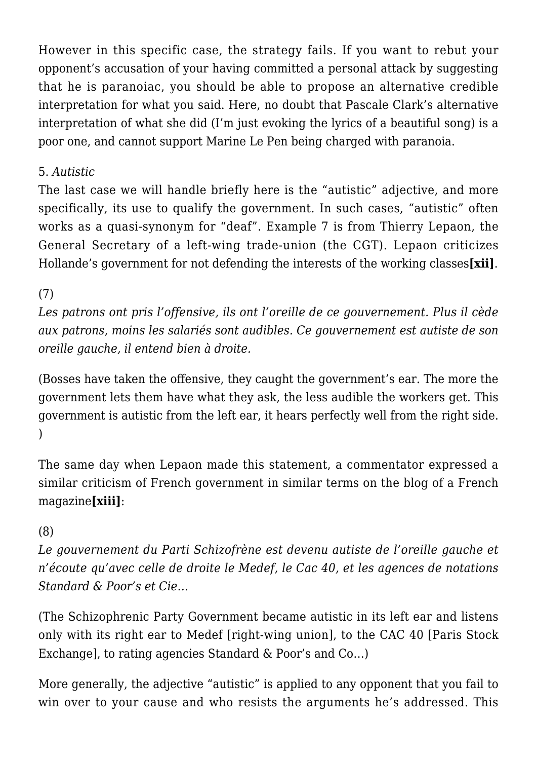However in this specific case, the strategy fails. If you want to rebut your opponent's accusation of your having committed a personal attack by suggesting that he is paranoiac, you should be able to propose an alternative credible interpretation for what you said. Here, no doubt that Pascale Clark's alternative interpretation of what she did (I'm just evoking the lyrics of a beautiful song) is a poor one, and cannot support Marine Le Pen being charged with paranoia.

5. *Autistic*

The last case we will handle briefly here is the "autistic" adjective, and more specifically, its use to qualify the government. In such cases, "autistic" often works as a quasi-synonym for "deaf". Example 7 is from Thierry Lepaon, the General Secretary of a left-wing trade-union (the CGT). Lepaon criticizes Hollande's government for not defending the interests of the working classes**[xii]**.

(7)

*Les patrons ont pris l'offensive, ils ont l'oreille de ce gouvernement. Plus il cède aux patrons, moins les salariés sont audibles. Ce gouvernement est autiste de son oreille gauche, il entend bien à droite.*

(Bosses have taken the offensive, they caught the government's ear. The more the government lets them have what they ask, the less audible the workers get. This government is autistic from the left ear, it hears perfectly well from the right side.)

The same day when Lepaon made this statement, a commentator expressed a similar criticism of French government in similar terms on the blog of a French magazine**[xiii]**:

(8)

*Le gouvernement du Parti Schizofrène est devenu autiste de l'oreille gauche et n'écoute qu'avec celle de droite le Medef, le Cac 40, et les agences de notations Standard & Poor's et Cie…*

(The Schizophrenic Party Government became autistic in its left ear and listens only with its right ear to Medef [right-wing union], to the CAC 40 [Paris Stock Exchange], to rating agencies Standard & Poor's and Co…)

More generally, the adjective "autistic" is applied to any opponent that you fail to win over to your cause and who resists the arguments he's addressed. This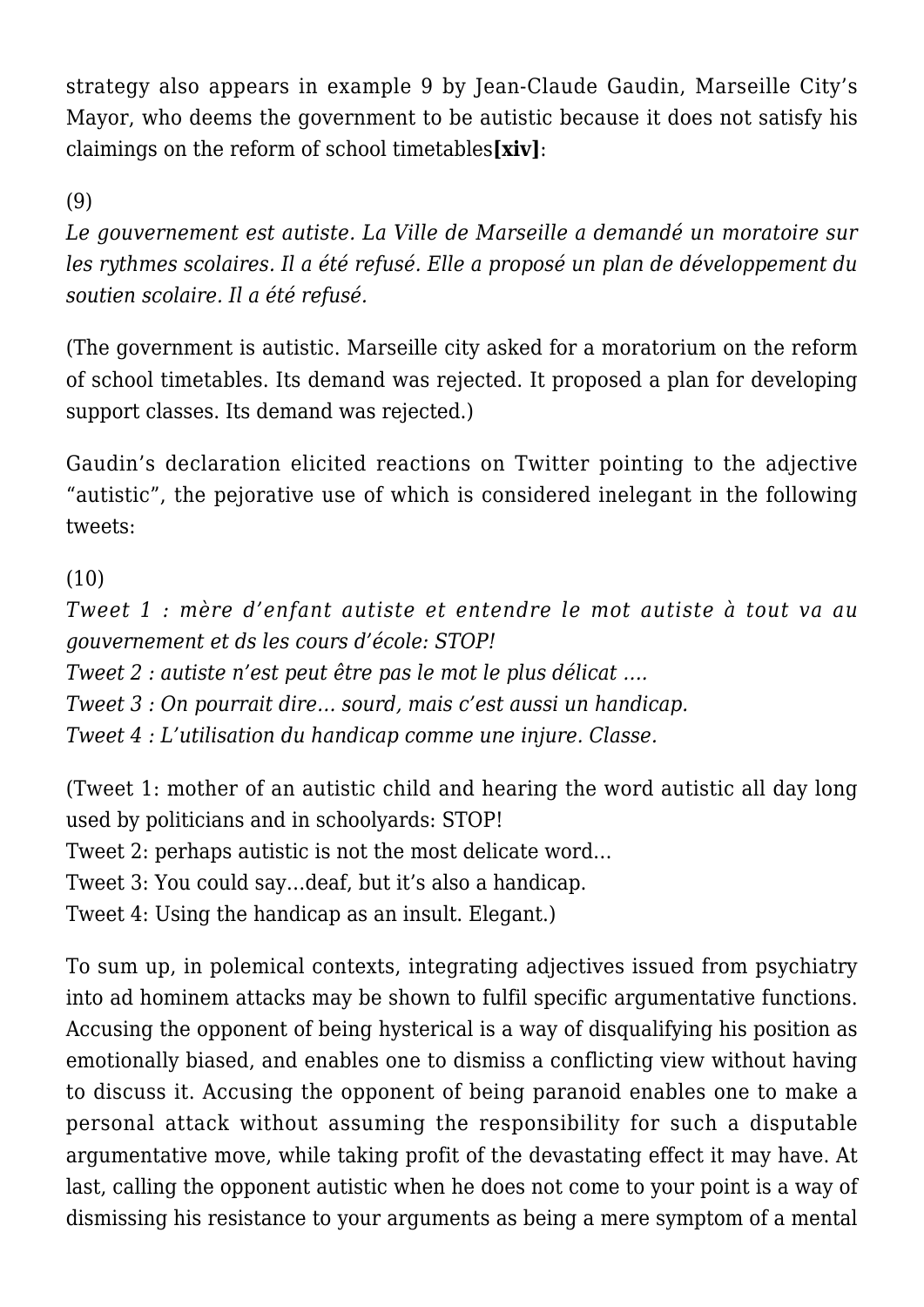strategy also appears in example 9 by Jean-Claude Gaudin, Marseille City's Mayor, who deems the government to be autistic because it does not satisfy his claimings on the reform of school timetables**[xiv]**:

(9)
*Le gouvernement est autiste. La Ville de Marseille a demandé un moratoire sur les rythmes scolaires. Il a été refusé. Elle a proposé un plan de développement du soutien scolaire. Il a été refusé.*

(The government is autistic. Marseille city asked for a moratorium on the reform of school timetables. Its demand was rejected. It proposed a plan for developing support classes. Its demand was rejected.)

Gaudin's declaration elicited reactions on Twitter pointing to the adjective "autistic", the pejorative use of which is considered inelegant in the following tweets:

(10)
*Tweet 1 : mère d'enfant autiste et entendre le mot autiste à tout va au gouvernement et ds les cours d'école: STOP!*
*Tweet 2 : autiste n'est peut être pas le mot le plus délicat ….*
*Tweet 3 : On pourrait dire… sourd, mais c'est aussi un handicap.*
*Tweet 4 : L'utilisation du handicap comme une injure. Classe.*

(Tweet 1: mother of an autistic child and hearing the word autistic all day long used by politicians and in schoolyards: STOP!
Tweet 2: perhaps autistic is not the most delicate word…
Tweet 3: You could say…deaf, but it's also a handicap.
Tweet 4: Using the handicap as an insult. Elegant.)

To sum up, in polemical contexts, integrating adjectives issued from psychiatry into ad hominem attacks may be shown to fulfil specific argumentative functions. Accusing the opponent of being hysterical is a way of disqualifying his position as emotionally biased, and enables one to dismiss a conflicting view without having to discuss it. Accusing the opponent of being paranoid enables one to make a personal attack without assuming the responsibility for such a disputable argumentative move, while taking profit of the devastating effect it may have. At last, calling the opponent autistic when he does not come to your point is a way of dismissing his resistance to your arguments as being a mere symptom of a mental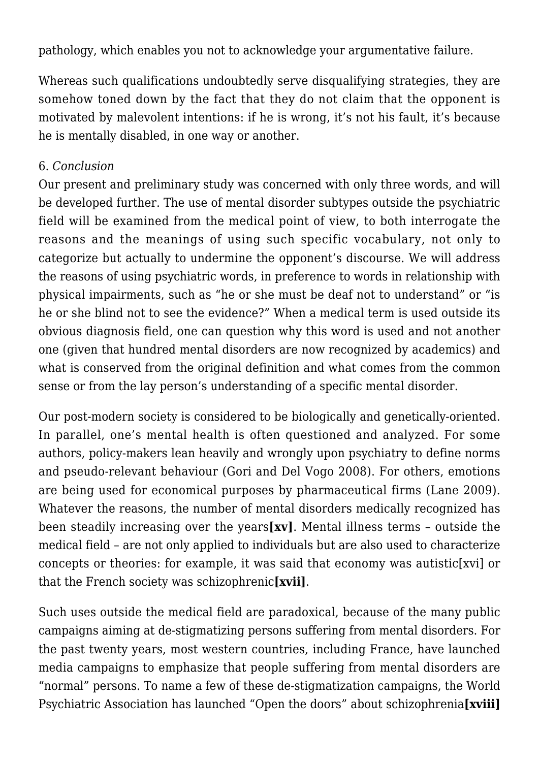pathology, which enables you not to acknowledge your argumentative failure.

Whereas such qualifications undoubtedly serve disqualifying strategies, they are somehow toned down by the fact that they do not claim that the opponent is motivated by malevolent intentions: if he is wrong, it's not his fault, it's because he is mentally disabled, in one way or another.

6. *Conclusion*
Our present and preliminary study was concerned with only three words, and will be developed further. The use of mental disorder subtypes outside the psychiatric field will be examined from the medical point of view, to both interrogate the reasons and the meanings of using such specific vocabulary, not only to categorize but actually to undermine the opponent's discourse. We will address the reasons of using psychiatric words, in preference to words in relationship with physical impairments, such as "he or she must be deaf not to understand" or "is he or she blind not to see the evidence?" When a medical term is used outside its obvious diagnosis field, one can question why this word is used and not another one (given that hundred mental disorders are now recognized by academics) and what is conserved from the original definition and what comes from the common sense or from the lay person's understanding of a specific mental disorder.

Our post-modern society is considered to be biologically and genetically-oriented. In parallel, one's mental health is often questioned and analyzed. For some authors, policy-makers lean heavily and wrongly upon psychiatry to define norms and pseudo-relevant behaviour (Gori and Del Vogo 2008). For others, emotions are being used for economical purposes by pharmaceutical firms (Lane 2009). Whatever the reasons, the number of mental disorders medically recognized has been steadily increasing over the years**[xv]**. Mental illness terms – outside the medical field – are not only applied to individuals but are also used to characterize concepts or theories: for example, it was said that economy was autistic[xvi] or that the French society was schizophrenic**[xvii]**.

Such uses outside the medical field are paradoxical, because of the many public campaigns aiming at de-stigmatizing persons suffering from mental disorders. For the past twenty years, most western countries, including France, have launched media campaigns to emphasize that people suffering from mental disorders are "normal" persons. To name a few of these de-stigmatization campaigns, the World Psychiatric Association has launched "Open the doors" about schizophrenia**[xviii]**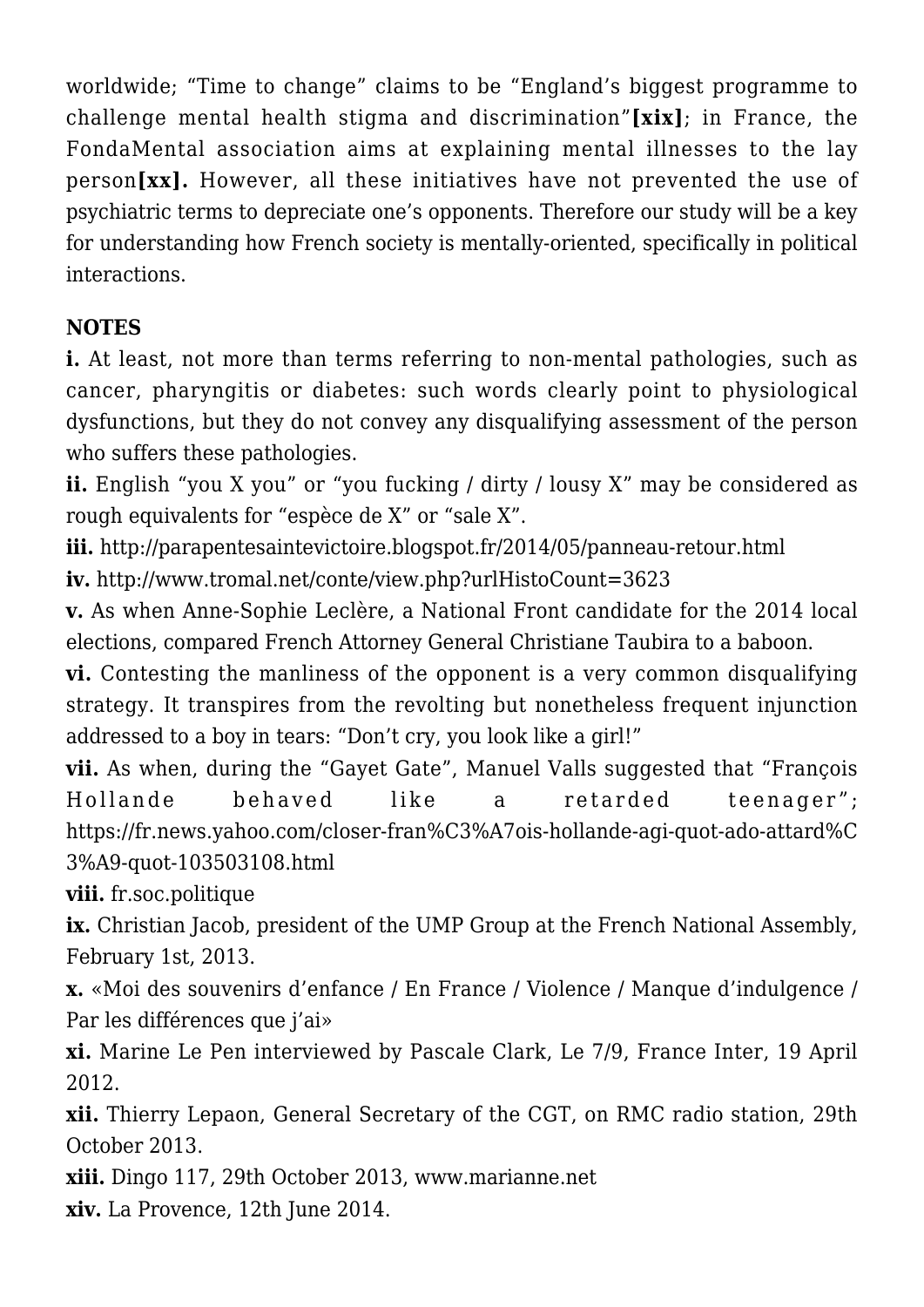worldwide; “Time to change” claims to be “England’s biggest programme to challenge mental health stigma and discrimination”**[xix]**; in France, the FondaMental association aims at explaining mental illnesses to the lay person**[xx].** However, all these initiatives have not prevented the use of psychiatric terms to depreciate one’s opponents. Therefore our study will be a key for understanding how French society is mentally-oriented, specifically in political interactions.

**NOTES**

**i.** At least, not more than terms referring to non-mental pathologies, such as cancer, pharyngitis or diabetes: such words clearly point to physiological dysfunctions, but they do not convey any disqualifying assessment of the person who suffers these pathologies.

**ii.** English “you X you” or “you fucking / dirty / lousy X” may be considered as rough equivalents for “espèce de X” or “sale X”.

**iii.** http://parapentesaintevictoire.blogspot.fr/2014/05/panneau-retour.html

**iv.** http://www.tromal.net/conte/view.php?urlHistoCount=3623

**v.** As when Anne-Sophie Leclère, a National Front candidate for the 2014 local elections, compared French Attorney General Christiane Taubira to a baboon.

**vi.** Contesting the manliness of the opponent is a very common disqualifying strategy. It transpires from the revolting but nonetheless frequent injunction addressed to a boy in tears: “Don’t cry, you look like a girl!”

**vii.** As when, during the “Gayet Gate”, Manuel Valls suggested that “François Hollande behaved like a retarded teenager”; https://fr.news.yahoo.com/closer-fran%C3%A7ois-hollande-agi-quot-ado-attard%C3%A9-quot-103503108.html

**viii.** fr.soc.politique

**ix.** Christian Jacob, president of the UMP Group at the French National Assembly, February 1st, 2013.

**x.** «Moi des souvenirs d’enfance / En France / Violence / Manque d’indulgence / Par les différences que j’ai»

**xi.** Marine Le Pen interviewed by Pascale Clark, Le 7/9, France Inter, 19 April 2012.

**xii.** Thierry Lepaon, General Secretary of the CGT, on RMC radio station, 29th October 2013.

**xiii.** Dingo 117, 29th October 2013, www.marianne.net

**xiv.** La Provence, 12th June 2014.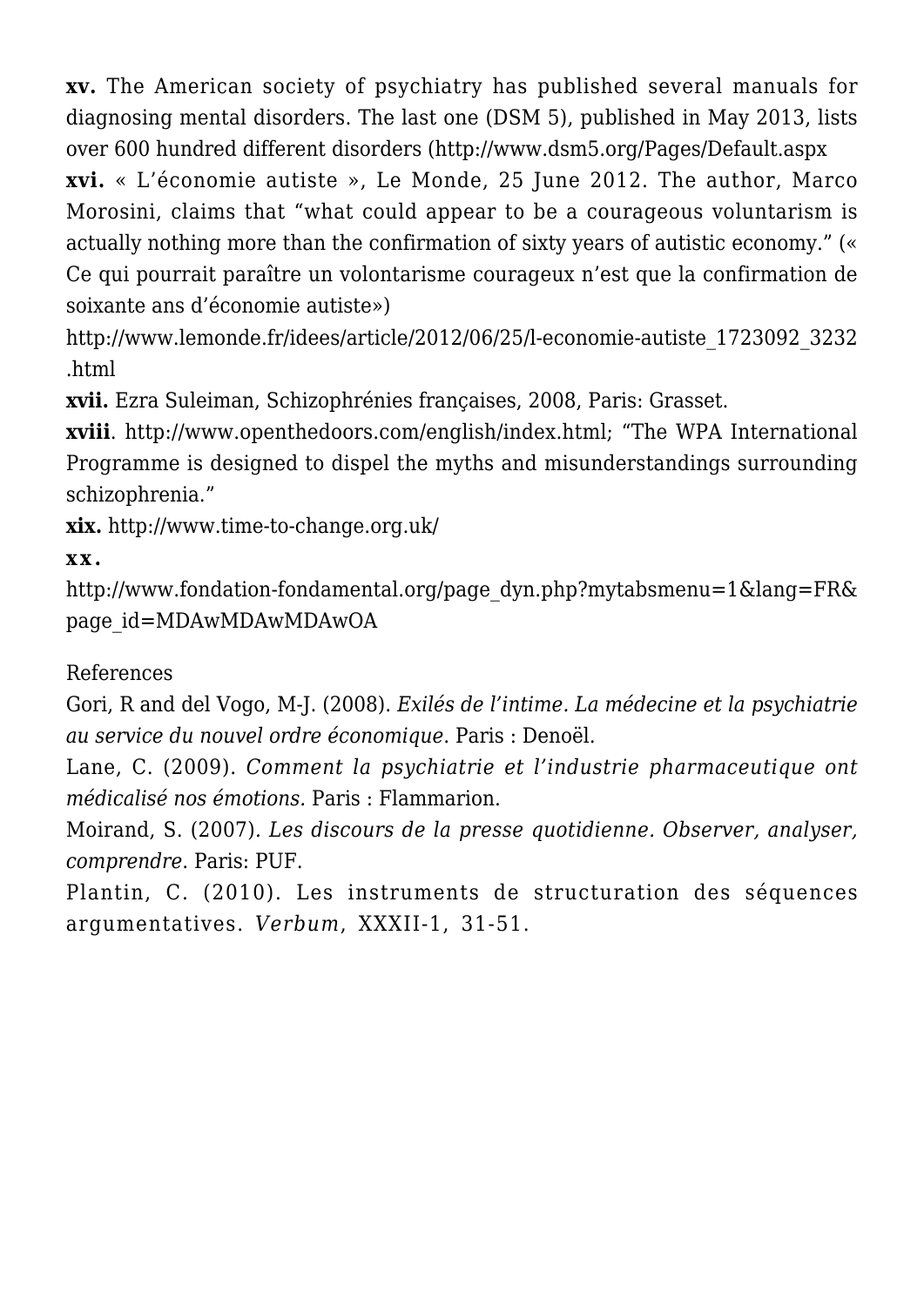**xv.** The American society of psychiatry has published several manuals for diagnosing mental disorders. The last one (DSM 5), published in May 2013, lists over 600 hundred different disorders (http://www.dsm5.org/Pages/Default.aspx

**xvi.** « L'économie autiste », Le Monde, 25 June 2012. The author, Marco Morosini, claims that "what could appear to be a courageous voluntarism is actually nothing more than the confirmation of sixty years of autistic economy." (« Ce qui pourrait paraître un volontarisme courageux n'est que la confirmation de soixante ans d'économie autiste»)
http://www.lemonde.fr/idees/article/2012/06/25/l-economie-autiste_1723092_3232.html

**xvii.** Ezra Suleiman, Schizophrénies françaises, 2008, Paris: Grasset.

**xviii**. http://www.openthedoors.com/english/index.html; "The WPA International Programme is designed to dispel the myths and misunderstandings surrounding schizophrenia."

**xix.** http://www.time-to-change.org.uk/

**xx.**
http://www.fondation-fondamental.org/page_dyn.php?mytabsmenu=1&lang=FR&page_id=MDAwMDAwMDAwOA

References

Gori, R and del Vogo, M-J. (2008). *Exilés de l'intime. La médecine et la psychiatrie au service du nouvel ordre économique.* Paris : Denoël.

Lane, C. (2009). *Comment la psychiatrie et l'industrie pharmaceutique ont médicalisé nos émotions.* Paris : Flammarion.

Moirand, S. (2007). *Les discours de la presse quotidienne. Observer, analyser, comprendre*. Paris: PUF.

Plantin, C. (2010). Les instruments de structuration des séquences argumentatives. *Verbum*, XXXII-1, 31-51.